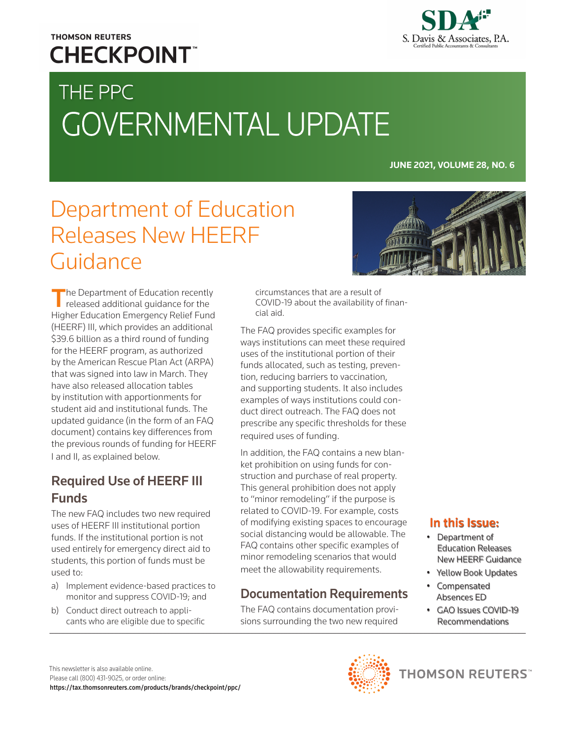THOMSON REUTERS

CHECKPOINT™

S. Davis & Associates, P.A.
Certified Public Accountants & Consultants

# THE PPC GOVERNMENTAL UPDATE

**JUNE 2021, VOLUME 28, NO. 6**

# Department of Education Releases New HEERF Guidance

The Department of Education recently released additional guidance for the Higher Education Emergency Relief Fund (HEERF) III, which provides an additional $39.6 billion as a third round of funding for the HEERF program, as authorized by the American Rescue Plan Act (ARPA) that was signed into law in March. They have also released allocation tables by institution with apportionments for student aid and institutional funds. The updated guidance (in the form of an FAQ document) contains key differences from the previous rounds of funding for HEERF I and II, as explained below.

## Required Use of HEERF III Funds

The new FAQ includes two new required uses of HEERF III institutional portion funds. If the institutional portion is not used entirely for emergency direct aid to students, this portion of funds must be used to:

a) Implement evidence-based practices to monitor and suppress COVID-19; and
b) Conduct direct outreach to applicants who are eligible due to specific circumstances that are a result of COVID-19 about the availability of financial aid.

The FAQ provides specific examples for ways institutions can meet these required uses of the institutional portion of their funds allocated, such as testing, prevention, reducing barriers to vaccination, and supporting students. It also includes examples of ways institutions could conduct direct outreach. The FAQ does not prescribe any specific thresholds for these required uses of funding.

In addition, the FAQ contains a new blanket prohibition on using funds for construction and purchase of real property. This general prohibition does not apply to "minor remodeling" if the purpose is related to COVID-19. For example, costs of modifying existing spaces to encourage social distancing would be allowable. The FAQ contains other specific examples of minor remodeling scenarios that would meet the allowability requirements.

## Documentation Requirements

The FAQ contains documentation provisions surrounding the two new required

**In this Issue:**

- Department of Education Releases New HEERF Guidance
- Yellow Book Updates
- Compensated Absences ED
- GAO Issues COVID-19 Recommendations

This newsletter is also available online.
Please call (800) 431-9025, or order online:
**https://tax.thomsonreuters.com/products/brands/checkpoint/ppc/**

THOMSON REUTERS™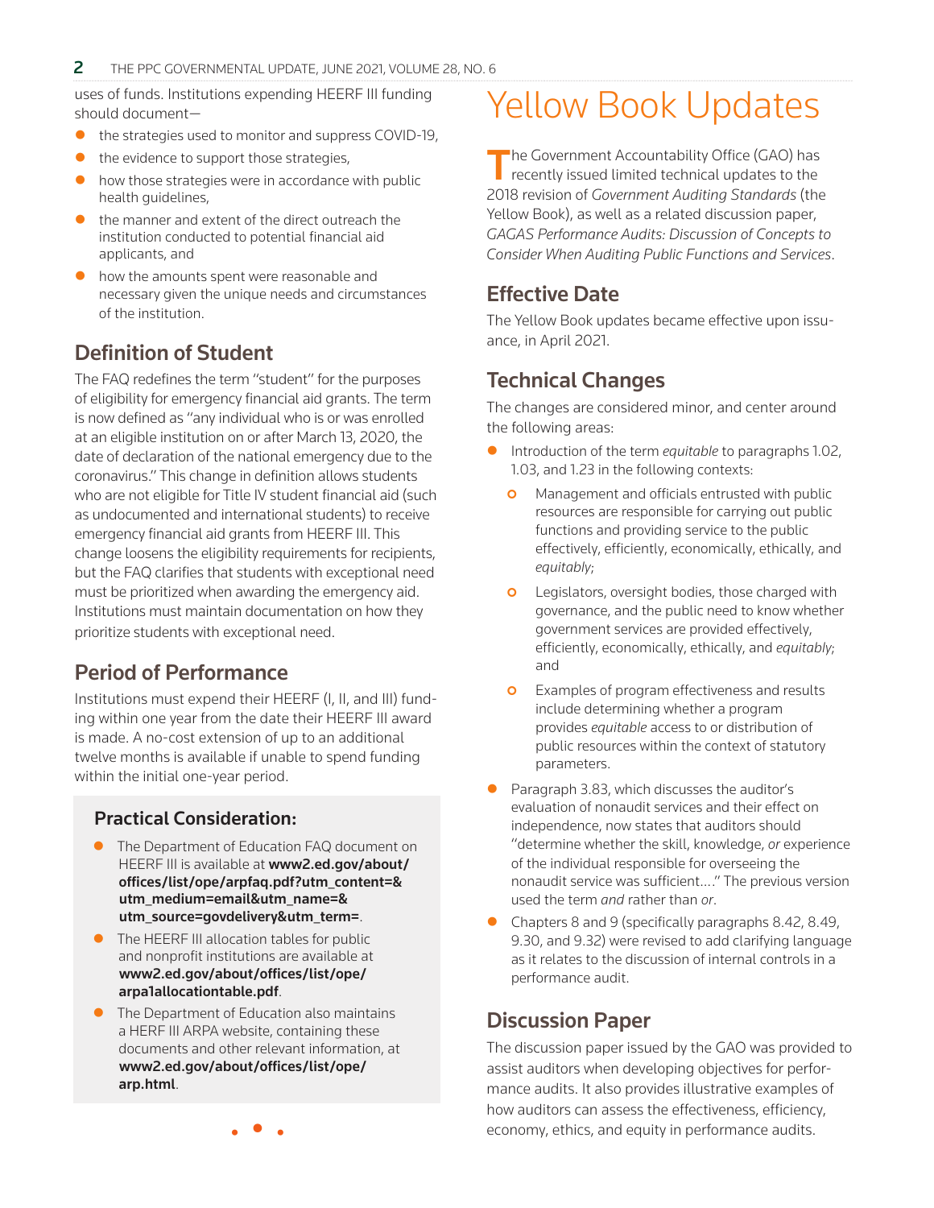uses of funds. Institutions expending HEERF III funding should document—

- the strategies used to monitor and suppress COVID-19,
- the evidence to support those strategies,
- how those strategies were in accordance with public health guidelines,
- the manner and extent of the direct outreach the institution conducted to potential financial aid applicants, and
- how the amounts spent were reasonable and necessary given the unique needs and circumstances of the institution.

## Definition of Student

The FAQ redefines the term "student" for the purposes of eligibility for emergency financial aid grants. The term is now defined as "any individual who is or was enrolled at an eligible institution on or after March 13, 2020, the date of declaration of the national emergency due to the coronavirus." This change in definition allows students who are not eligible for Title IV student financial aid (such as undocumented and international students) to receive emergency financial aid grants from HEERF III. This change loosens the eligibility requirements for recipients, but the FAQ clarifies that students with exceptional need must be prioritized when awarding the emergency aid. Institutions must maintain documentation on how they prioritize students with exceptional need.

## Period of Performance

Institutions must expend their HEERF (I, II, and III) funding within one year from the date their HEERF III award is made. A no-cost extension of up to an additional twelve months is available if unable to spend funding within the initial one-year period.

### Practical Consideration:

- The Department of Education FAQ document on HEERF III is available at **www2.ed.gov/about/offices/list/ope/arpfaq.pdf?utm_content=&utm_medium=email&utm_name=&utm_source=govdelivery&utm_term=**.
- The HEERF III allocation tables for public and nonprofit institutions are available at **www2.ed.gov/about/offices/list/ope/arpa1allocationtable.pdf**.
- The Department of Education also maintains a HERF III ARPA website, containing these documents and other relevant information, at **www2.ed.gov/about/offices/list/ope/arp.html**.

# Yellow Book Updates

The Government Accountability Office (GAO) has recently issued limited technical updates to the 2018 revision of *Government Auditing Standards* (the Yellow Book), as well as a related discussion paper, *GAGAS Performance Audits: Discussion of Concepts to Consider When Auditing Public Functions and Services*.

## Effective Date

The Yellow Book updates became effective upon issuance, in April 2021.

## Technical Changes

The changes are considered minor, and center around the following areas:

- Introduction of the term *equitable* to paragraphs 1.02, 1.03, and 1.23 in the following contexts:
  - Management and officials entrusted with public resources are responsible for carrying out public functions and providing service to the public effectively, efficiently, economically, ethically, and *equitably*;
  - Legislators, oversight bodies, those charged with governance, and the public need to know whether government services are provided effectively, efficiently, economically, ethically, and *equitably*; and
  - Examples of program effectiveness and results include determining whether a program provides *equitable* access to or distribution of public resources within the context of statutory parameters.
- Paragraph 3.83, which discusses the auditor's evaluation of nonaudit services and their effect on independence, now states that auditors should "determine whether the skill, knowledge, *or* experience of the individual responsible for overseeing the nonaudit service was sufficient…." The previous version used the term *and* rather than *or*.
- Chapters 8 and 9 (specifically paragraphs 8.42, 8.49, 9.30, and 9.32) were revised to add clarifying language as it relates to the discussion of internal controls in a performance audit.

## Discussion Paper

The discussion paper issued by the GAO was provided to assist auditors when developing objectives for performance audits. It also provides illustrative examples of how auditors can assess the effectiveness, efficiency, economy, ethics, and equity in performance audits.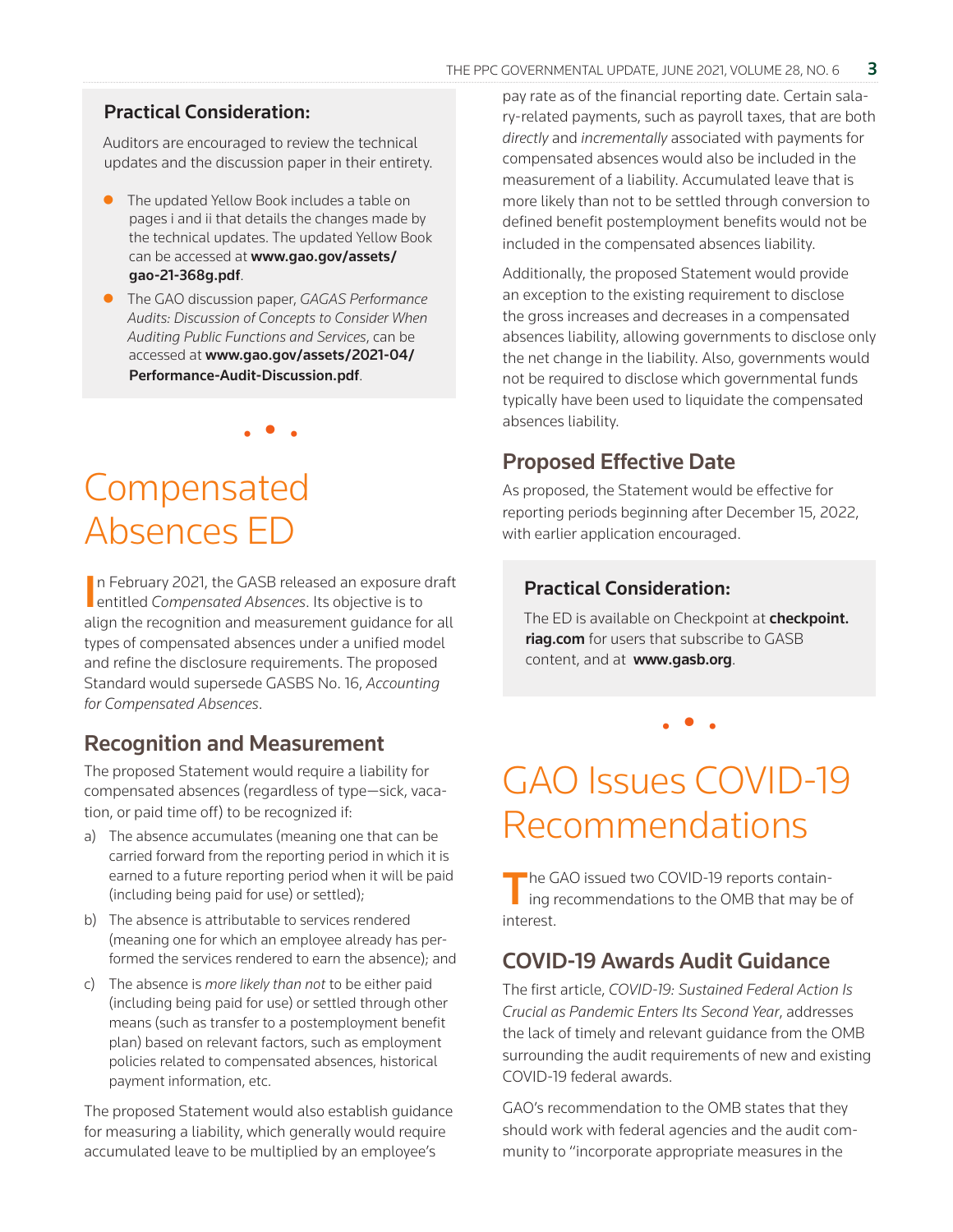### Practical Consideration:

Auditors are encouraged to review the technical updates and the discussion paper in their entirety.

- The updated Yellow Book includes a table on pages i and ii that details the changes made by the technical updates. The updated Yellow Book can be accessed at **www.gao.gov/assets/gao-21-368g.pdf**.
- The GAO discussion paper, *GAGAS Performance Audits: Discussion of Concepts to Consider When Auditing Public Functions and Services*, can be accessed at **www.gao.gov/assets/2021-04/Performance-Audit-Discussion.pdf**.

# Compensated Absences ED

In February 2021, the GASB released an exposure draft entitled *Compensated Absences*. Its objective is to align the recognition and measurement guidance for all types of compensated absences under a unified model and refine the disclosure requirements. The proposed Standard would supersede GASBS No. 16, *Accounting for Compensated Absences*.

## Recognition and Measurement

The proposed Statement would require a liability for compensated absences (regardless of type—sick, vacation, or paid time off) to be recognized if:

a) The absence accumulates (meaning one that can be carried forward from the reporting period in which it is earned to a future reporting period when it will be paid (including being paid for use) or settled);

b) The absence is attributable to services rendered (meaning one for which an employee already has performed the services rendered to earn the absence); and

c) The absence is *more likely than not* to be either paid (including being paid for use) or settled through other means (such as transfer to a postemployment benefit plan) based on relevant factors, such as employment policies related to compensated absences, historical payment information, etc.

The proposed Statement would also establish guidance for measuring a liability, which generally would require accumulated leave to be multiplied by an employee's pay rate as of the financial reporting date. Certain salary-related payments, such as payroll taxes, that are both *directly* and *incrementally* associated with payments for compensated absences would also be included in the measurement of a liability. Accumulated leave that is more likely than not to be settled through conversion to defined benefit postemployment benefits would not be included in the compensated absences liability.

Additionally, the proposed Statement would provide an exception to the existing requirement to disclose the gross increases and decreases in a compensated absences liability, allowing governments to disclose only the net change in the liability. Also, governments would not be required to disclose which governmental funds typically have been used to liquidate the compensated absences liability.

## Proposed Effective Date

As proposed, the Statement would be effective for reporting periods beginning after December 15, 2022, with earlier application encouraged.

### Practical Consideration:

The ED is available on Checkpoint at **checkpoint.riag.com** for users that subscribe to GASB content, and at **www.gasb.org**.

# GAO Issues COVID-19 Recommendations

The GAO issued two COVID-19 reports containing recommendations to the OMB that may be of interest.

## COVID-19 Awards Audit Guidance

The first article, *COVID-19: Sustained Federal Action Is Crucial as Pandemic Enters Its Second Year*, addresses the lack of timely and relevant guidance from the OMB surrounding the audit requirements of new and existing COVID-19 federal awards.

GAO's recommendation to the OMB states that they should work with federal agencies and the audit community to "incorporate appropriate measures in the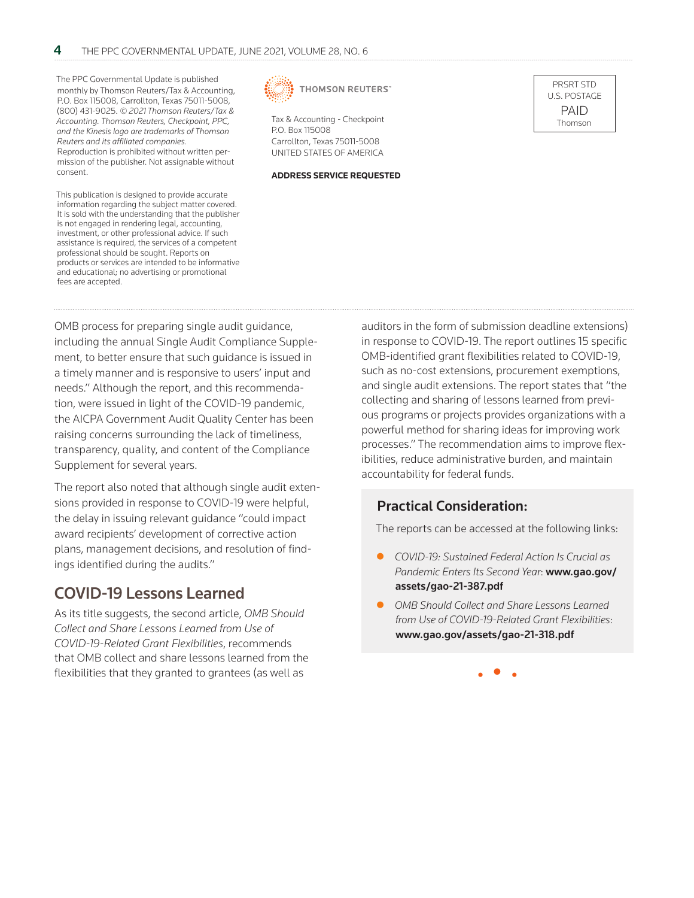The PPC Governmental Update is published monthly by Thomson Reuters/Tax & Accounting, P.O. Box 115008, Carrollton, Texas 75011-5008, (800) 431-9025. *© 2021 Thomson Reuters/Tax & Accounting. Thomson Reuters, Checkpoint, PPC, and the Kinesis logo are trademarks of Thomson Reuters and its affiliated companies.* Reproduction is prohibited without written permission of the publisher. Not assignable without consent.

This publication is designed to provide accurate information regarding the subject matter covered. It is sold with the understanding that the publisher is not engaged in rendering legal, accounting, investment, or other professional advice. If such assistance is required, the services of a competent professional should be sought. Reports on products or services are intended to be informative and educational; no advertising or promotional fees are accepted.

THOMSON REUTERS™

Tax & Accounting - Checkpoint
P.O. Box 115008
Carrollton, Texas 75011-5008
UNITED STATES OF AMERICA

**ADDRESS SERVICE REQUESTED**

PRSRT STD
U.S. POSTAGE
PAID
Thomson

OMB process for preparing single audit guidance, including the annual Single Audit Compliance Supplement, to better ensure that such guidance is issued in a timely manner and is responsive to users' input and needs." Although the report, and this recommendation, were issued in light of the COVID-19 pandemic, the AICPA Government Audit Quality Center has been raising concerns surrounding the lack of timeliness, transparency, quality, and content of the Compliance Supplement for several years.

The report also noted that although single audit extensions provided in response to COVID-19 were helpful, the delay in issuing relevant guidance "could impact award recipients' development of corrective action plans, management decisions, and resolution of findings identified during the audits."

## COVID-19 Lessons Learned

As its title suggests, the second article, *OMB Should Collect and Share Lessons Learned from Use of COVID-19-Related Grant Flexibilities*, recommends that OMB collect and share lessons learned from the flexibilities that they granted to grantees (as well as auditors in the form of submission deadline extensions) in response to COVID-19. The report outlines 15 specific OMB-identified grant flexibilities related to COVID-19, such as no-cost extensions, procurement exemptions, and single audit extensions. The report states that "the collecting and sharing of lessons learned from previous programs or projects provides organizations with a powerful method for sharing ideas for improving work processes." The recommendation aims to improve flexibilities, reduce administrative burden, and maintain accountability for federal funds.

### Practical Consideration:

The reports can be accessed at the following links:

- *COVID-19: Sustained Federal Action Is Crucial as Pandemic Enters Its Second Year*: **www.gao.gov/assets/gao-21-387.pdf**
- *OMB Should Collect and Share Lessons Learned from Use of COVID-19-Related Grant Flexibilities*: **www.gao.gov/assets/gao-21-318.pdf**